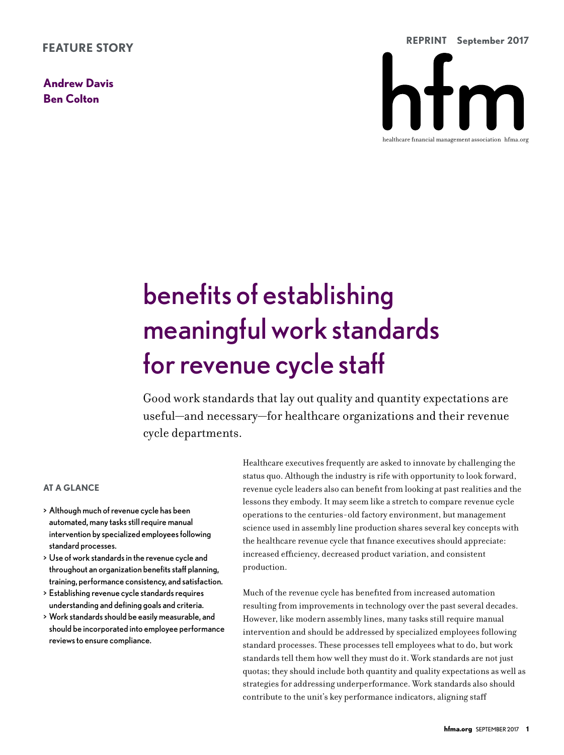FEATURE STORY

**Andrew Davis**
**Ben Colton**

REPRINT September 2017

# benefits of establishing meaningful work standards for revenue cycle staff

Good work standards that lay out quality and quantity expectations are useful—and necessary—for healthcare organizations and their revenue cycle departments.

### AT A GLANCE

- Although much of revenue cycle has been automated, many tasks still require manual intervention by specialized employees following standard processes.
- Use of work standards in the revenue cycle and throughout an organization benefits staff planning, training, performance consistency, and satisfaction.
- Establishing revenue cycle standards requires understanding and defining goals and criteria.
- Work standards should be easily measurable, and should be incorporated into employee performance reviews to ensure compliance.

Healthcare executives frequently are asked to innovate by challenging the status quo. Although the industry is rife with opportunity to look forward, revenue cycle leaders also can benefit from looking at past realities and the lessons they embody. It may seem like a stretch to compare revenue cycle operations to the centuries-old factory environment, but management science used in assembly line production shares several key concepts with the healthcare revenue cycle that finance executives should appreciate: increased efficiency, decreased product variation, and consistent production.

Much of the revenue cycle has benefited from increased automation resulting from improvements in technology over the past several decades. However, like modern assembly lines, many tasks still require manual intervention and should be addressed by specialized employees following standard processes. These processes tell employees what to do, but work standards tell them how well they must do it. Work standards are not just quotas; they should include both quantity and quality expectations as well as strategies for addressing underperformance. Work standards also should contribute to the unit's key performance indicators, aligning staff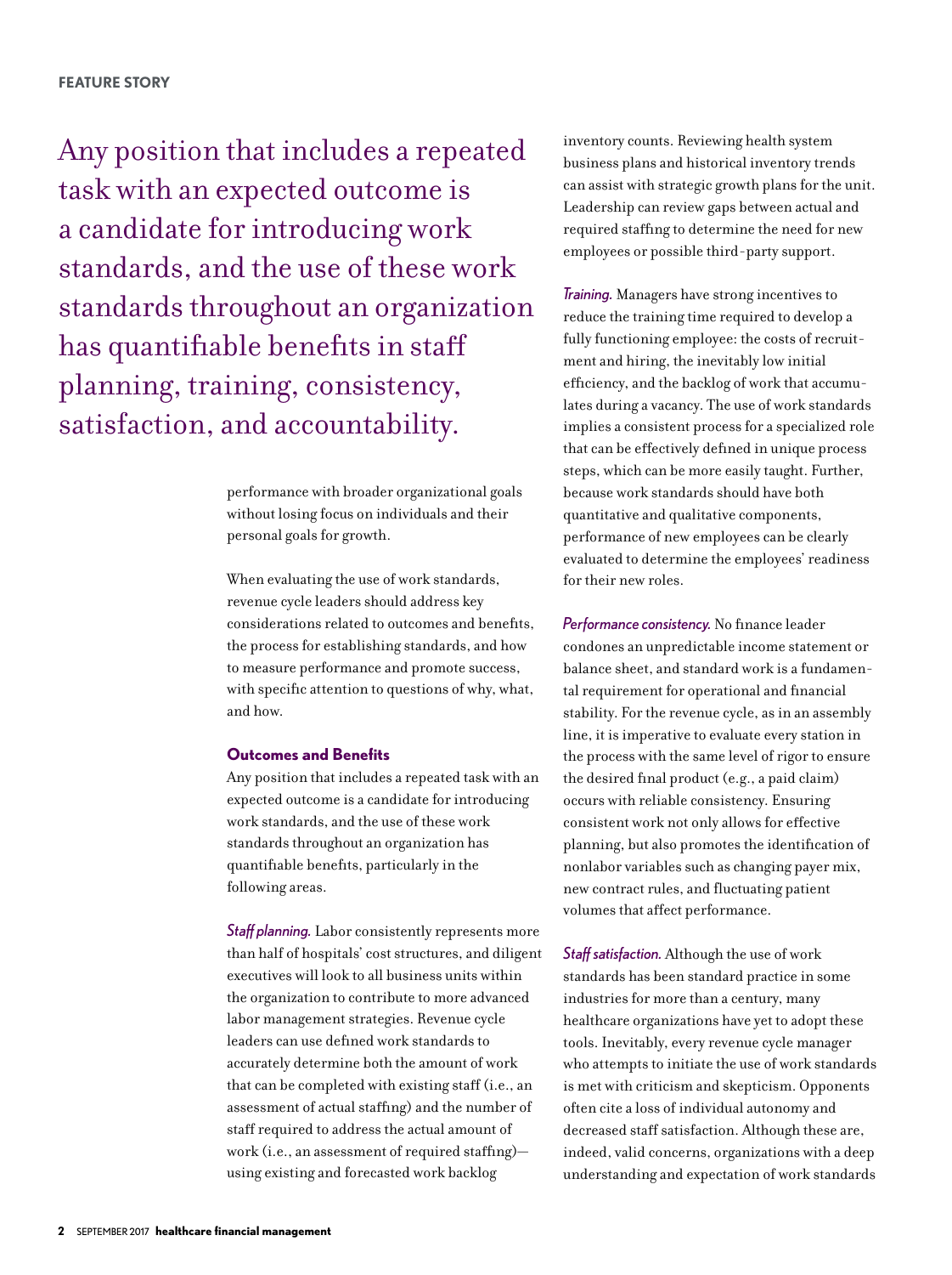FEATURE STORY

> Any position that includes a repeated task with an expected outcome is a candidate for introducing work standards, and the use of these work standards throughout an organization has quantifiable benefits in staff planning, training, consistency, satisfaction, and accountability.

performance with broader organizational goals without losing focus on individuals and their personal goals for growth.

When evaluating the use of work standards, revenue cycle leaders should address key considerations related to outcomes and benefits, the process for establishing standards, and how to measure performance and promote success, with specific attention to questions of why, what, and how.

### Outcomes and Benefits

Any position that includes a repeated task with an expected outcome is a candidate for introducing work standards, and the use of these work standards throughout an organization has quantifiable benefits, particularly in the following areas.

*Staff planning.* Labor consistently represents more than half of hospitals' cost structures, and diligent executives will look to all business units within the organization to contribute to more advanced labor management strategies. Revenue cycle leaders can use defined work standards to accurately determine both the amount of work that can be completed with existing staff (i.e., an assessment of actual staffing) and the number of staff required to address the actual amount of work (i.e., an assessment of required staffing)—using existing and forecasted work backlog inventory counts. Reviewing health system business plans and historical inventory trends can assist with strategic growth plans for the unit. Leadership can review gaps between actual and required staffing to determine the need for new employees or possible third-party support.

*Training.* Managers have strong incentives to reduce the training time required to develop a fully functioning employee: the costs of recruitment and hiring, the inevitably low initial efficiency, and the backlog of work that accumulates during a vacancy. The use of work standards implies a consistent process for a specialized role that can be effectively defined in unique process steps, which can be more easily taught. Further, because work standards should have both quantitative and qualitative components, performance of new employees can be clearly evaluated to determine the employees' readiness for their new roles.

*Performance consistency.* No finance leader condones an unpredictable income statement or balance sheet, and standard work is a fundamental requirement for operational and financial stability. For the revenue cycle, as in an assembly line, it is imperative to evaluate every station in the process with the same level of rigor to ensure the desired final product (e.g., a paid claim) occurs with reliable consistency. Ensuring consistent work not only allows for effective planning, but also promotes the identification of nonlabor variables such as changing payer mix, new contract rules, and fluctuating patient volumes that affect performance.

*Staff satisfaction.* Although the use of work standards has been standard practice in some industries for more than a century, many healthcare organizations have yet to adopt these tools. Inevitably, every revenue cycle manager who attempts to initiate the use of work standards is met with criticism and skepticism. Opponents often cite a loss of individual autonomy and decreased staff satisfaction. Although these are, indeed, valid concerns, organizations with a deep understanding and expectation of work standards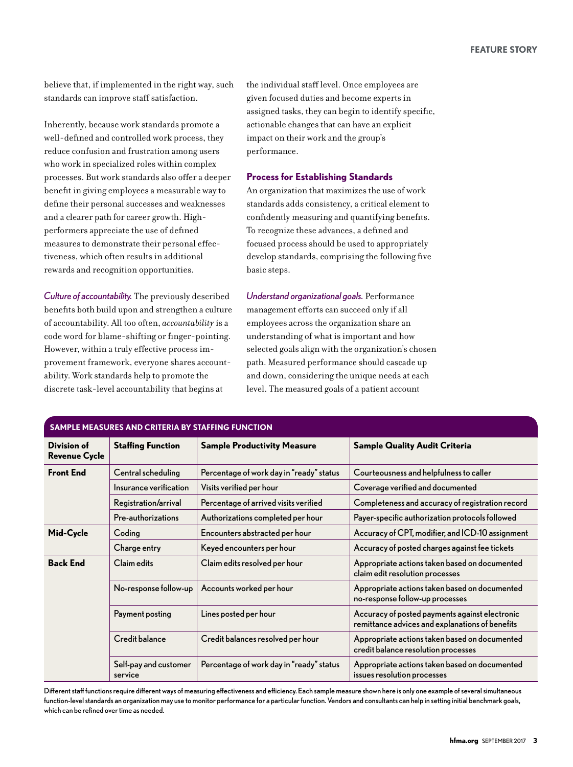believe that, if implemented in the right way, such standards can improve staff satisfaction.

Inherently, because work standards promote a well-defined and controlled work process, they reduce confusion and frustration among users who work in specialized roles within complex processes. But work standards also offer a deeper benefit in giving employees a measurable way to define their personal successes and weaknesses and a clearer path for career growth. High-performers appreciate the use of defined measures to demonstrate their personal effectiveness, which often results in additional rewards and recognition opportunities.

*Culture of accountability.* The previously described benefits both build upon and strengthen a culture of accountability. All too often, *accountability* is a code word for blame-shifting or finger-pointing. However, within a truly effective process improvement framework, everyone shares accountability. Work standards help to promote the discrete task-level accountability that begins at the individual staff level. Once employees are given focused duties and become experts in assigned tasks, they can begin to identify specific, actionable changes that can have an explicit impact on their work and the group's performance.

### Process for Establishing Standards

An organization that maximizes the use of work standards adds consistency, a critical element to confidently measuring and quantifying benefits. To recognize these advances, a defined and focused process should be used to appropriately develop standards, comprising the following five basic steps.

*Understand organizational goals.* Performance management efforts can succeed only if all employees across the organization share an understanding of what is important and how selected goals align with the organization's chosen path. Measured performance should cascade up and down, considering the unique needs at each level. The measured goals of a patient account

**SAMPLE MEASURES AND CRITERIA BY STAFFING FUNCTION**

| Division of Revenue Cycle | Staffing Function | Sample Productivity Measure | Sample Quality Audit Criteria |
|---|---|---|---|
| **Front End** | Central scheduling | Percentage of work day in "ready" status | Courteousness and helpfulness to caller |
| | Insurance verification | Visits verified per hour | Coverage verified and documented |
| | Registration/arrival | Percentage of arrived visits verified | Completeness and accuracy of registration record |
| | Pre-authorizations | Authorizations completed per hour | Payer-specific authorization protocols followed |
| **Mid-Cycle** | Coding | Encounters abstracted per hour | Accuracy of CPT, modifier, and ICD-10 assignment |
| | Charge entry | Keyed encounters per hour | Accuracy of posted charges against fee tickets |
| **Back End** | Claim edits | Claim edits resolved per hour | Appropriate actions taken based on documented claim edit resolution processes |
| | No-response follow-up | Accounts worked per hour | Appropriate actions taken based on documented no-response follow-up processes |
| | Payment posting | Lines posted per hour | Accuracy of posted payments against electronic remittance advices and explanations of benefits |
| | Credit balance | Credit balances resolved per hour | Appropriate actions taken based on documented credit balance resolution processes |
| | Self-pay and customer service | Percentage of work day in "ready" status | Appropriate actions taken based on documented issues resolution processes |

Different staff functions require different ways of measuring effectiveness and efficiency. Each sample measure shown here is only one example of several simultaneous function-level standards an organization may use to monitor performance for a particular function. Vendors and consultants can help in setting initial benchmark goals, which can be refined over time as needed.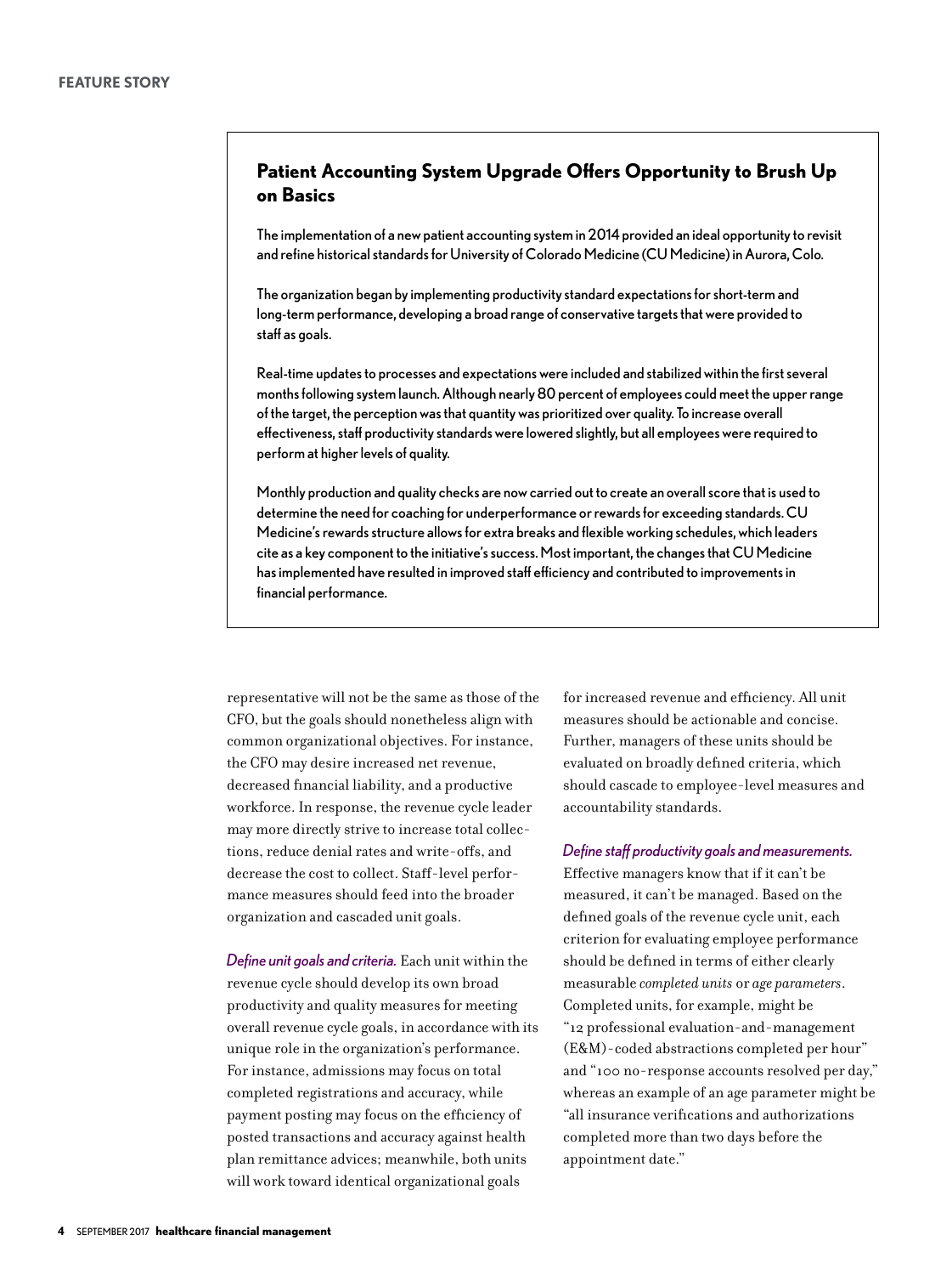## Patient Accounting System Upgrade Offers Opportunity to Brush Up on Basics

The implementation of a new patient accounting system in 2014 provided an ideal opportunity to revisit and refine historical standards for University of Colorado Medicine (CU Medicine) in Aurora, Colo.

The organization began by implementing productivity standard expectations for short-term and long-term performance, developing a broad range of conservative targets that were provided to staff as goals.

Real-time updates to processes and expectations were included and stabilized within the first several months following system launch. Although nearly 80 percent of employees could meet the upper range of the target, the perception was that quantity was prioritized over quality. To increase overall effectiveness, staff productivity standards were lowered slightly, but all employees were required to perform at higher levels of quality.

Monthly production and quality checks are now carried out to create an overall score that is used to determine the need for coaching for underperformance or rewards for exceeding standards. CU Medicine's rewards structure allows for extra breaks and flexible working schedules, which leaders cite as a key component to the initiative's success. Most important, the changes that CU Medicine has implemented have resulted in improved staff efficiency and contributed to improvements in financial performance.

representative will not be the same as those of the CFO, but the goals should nonetheless align with common organizational objectives. For instance, the CFO may desire increased net revenue, decreased financial liability, and a productive workforce. In response, the revenue cycle leader may more directly strive to increase total collections, reduce denial rates and write-offs, and decrease the cost to collect. Staff-level performance measures should feed into the broader organization and cascaded unit goals.

*Define unit goals and criteria.* Each unit within the revenue cycle should develop its own broad productivity and quality measures for meeting overall revenue cycle goals, in accordance with its unique role in the organization's performance. For instance, admissions may focus on total completed registrations and accuracy, while payment posting may focus on the efficiency of posted transactions and accuracy against health plan remittance advices; meanwhile, both units will work toward identical organizational goals for increased revenue and efficiency. All unit measures should be actionable and concise. Further, managers of these units should be evaluated on broadly defined criteria, which should cascade to employee-level measures and accountability standards.

*Define staff productivity goals and measurements.* Effective managers know that if it can't be measured, it can't be managed. Based on the defined goals of the revenue cycle unit, each criterion for evaluating employee performance should be defined in terms of either clearly measurable *completed units* or *age parameters*. Completed units, for example, might be "12 professional evaluation-and-management (E&M)-coded abstractions completed per hour" and "100 no-response accounts resolved per day," whereas an example of an age parameter might be "all insurance verifications and authorizations completed more than two days before the appointment date."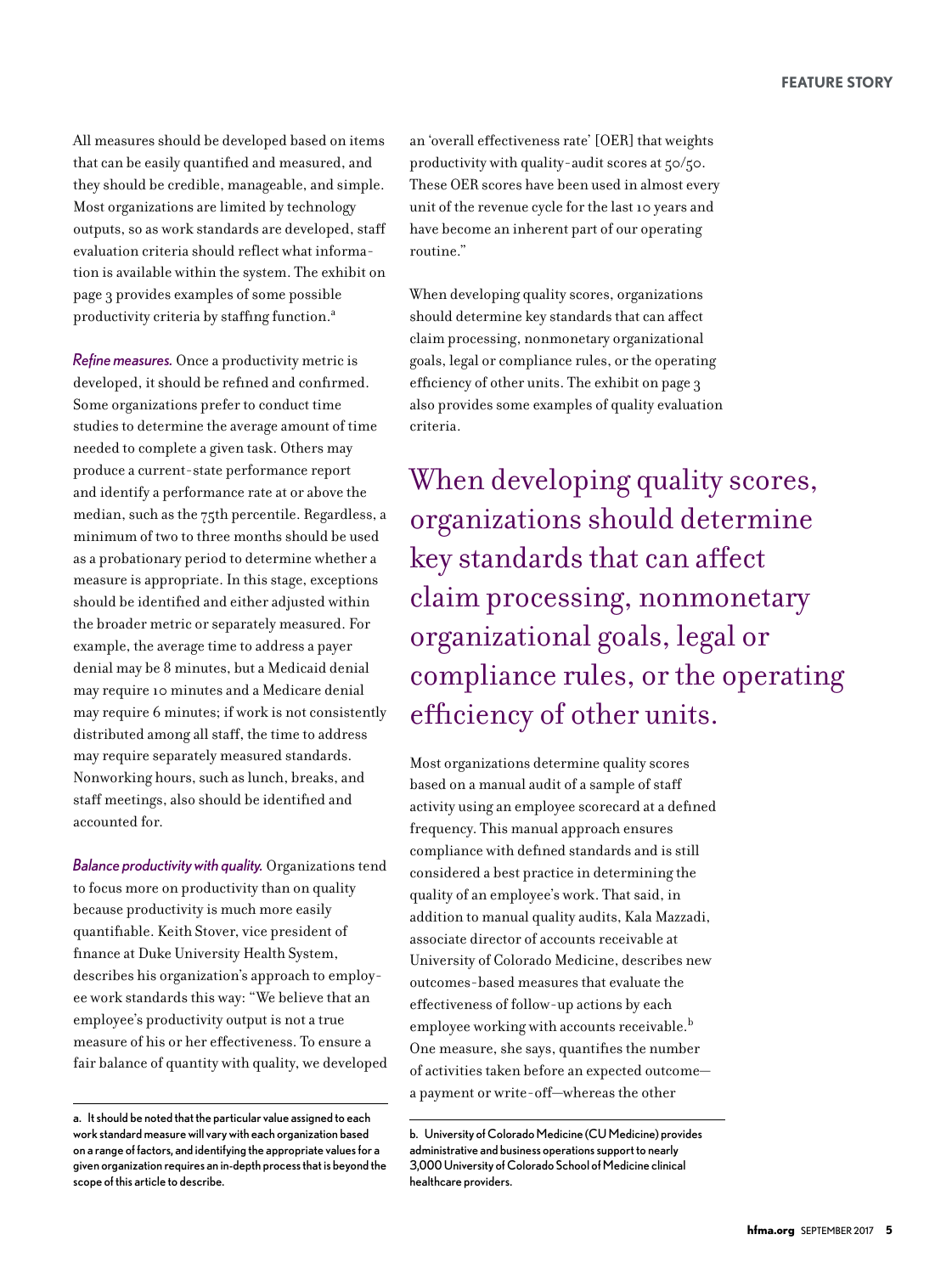All measures should be developed based on items that can be easily quantified and measured, and they should be credible, manageable, and simple. Most organizations are limited by technology outputs, so as work standards are developed, staff evaluation criteria should reflect what information is available within the system. The exhibit on page 3 provides examples of some possible productivity criteria by staffing function.[a]

*Refine measures.* Once a productivity metric is developed, it should be refined and confirmed. Some organizations prefer to conduct time studies to determine the average amount of time needed to complete a given task. Others may produce a current-state performance report and identify a performance rate at or above the median, such as the 75th percentile. Regardless, a minimum of two to three months should be used as a probationary period to determine whether a measure is appropriate. In this stage, exceptions should be identified and either adjusted within the broader metric or separately measured. For example, the average time to address a payer denial may be 8 minutes, but a Medicaid denial may require 10 minutes and a Medicare denial may require 6 minutes; if work is not consistently distributed among all staff, the time to address may require separately measured standards. Nonworking hours, such as lunch, breaks, and staff meetings, also should be identified and accounted for.

*Balance productivity with quality.* Organizations tend to focus more on productivity than on quality because productivity is much more easily quantifiable. Keith Stover, vice president of finance at Duke University Health System, describes his organization's approach to employee work standards this way: "We believe that an employee's productivity output is not a true measure of his or her effectiveness. To ensure a fair balance of quantity with quality, we developed an 'overall effectiveness rate' [OER] that weights productivity with quality-audit scores at 50/50. These OER scores have been used in almost every unit of the revenue cycle for the last 10 years and have become an inherent part of our operating routine."

When developing quality scores, organizations should determine key standards that can affect claim processing, nonmonetary organizational goals, legal or compliance rules, or the operating efficiency of other units. The exhibit on page 3 also provides some examples of quality evaluation criteria.

> When developing quality scores, organizations should determine key standards that can affect claim processing, nonmonetary organizational goals, legal or compliance rules, or the operating efficiency of other units.

Most organizations determine quality scores based on a manual audit of a sample of staff activity using an employee scorecard at a defined frequency. This manual approach ensures compliance with defined standards and is still considered a best practice in determining the quality of an employee's work. That said, in addition to manual quality audits, Kala Mazzadi, associate director of accounts receivable at University of Colorado Medicine, describes new outcomes-based measures that evaluate the effectiveness of follow-up actions by each employee working with accounts receivable.[b] One measure, she says, quantifies the number of activities taken before an expected outcome—a payment or write-off—whereas the other

---

a. It should be noted that the particular value assigned to each work standard measure will vary with each organization based on a range of factors, and identifying the appropriate values for a given organization requires an in-depth process that is beyond the scope of this article to describe.

b. University of Colorado Medicine (CU Medicine) provides administrative and business operations support to nearly 3,000 University of Colorado School of Medicine clinical healthcare providers.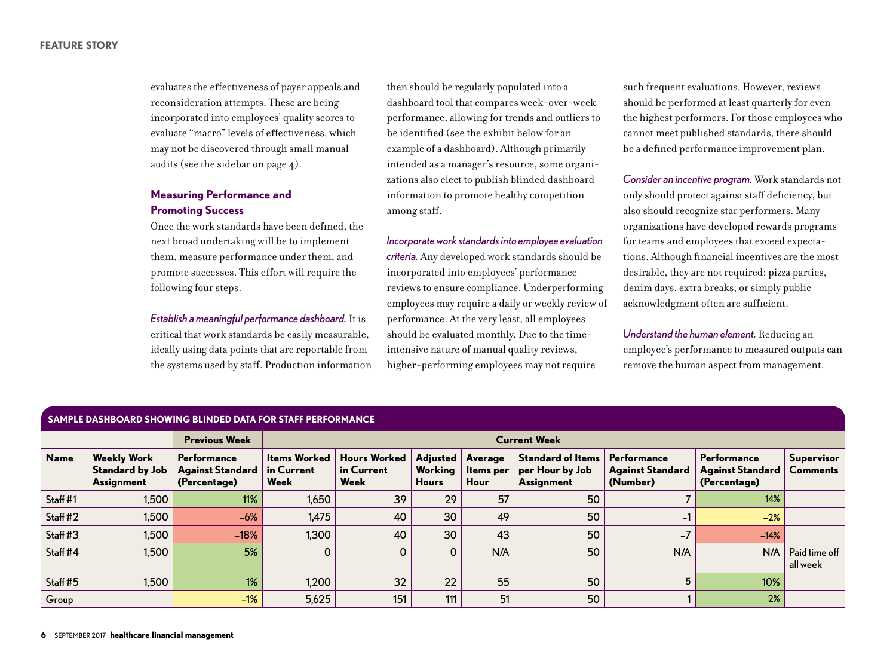evaluates the effectiveness of payer appeals and reconsideration attempts. These are being incorporated into employees' quality scores to evaluate "macro" levels of effectiveness, which may not be discovered through small manual audits (see the sidebar on page 4).

### Measuring Performance and Promoting Success

Once the work standards have been defined, the next broad undertaking will be to implement them, measure performance under them, and promote successes. This effort will require the following four steps.

*Establish a meaningful performance dashboard.* It is critical that work standards be easily measurable, ideally using data points that are reportable from the systems used by staff. Production information then should be regularly populated into a dashboard tool that compares week-over-week performance, allowing for trends and outliers to be identified (see the exhibit below for an example of a dashboard). Although primarily intended as a manager's resource, some organizations also elect to publish blinded dashboard information to promote healthy competition among staff.

*Incorporate work standards into employee evaluation criteria.* Any developed work standards should be incorporated into employees' performance reviews to ensure compliance. Underperforming employees may require a daily or weekly review of performance. At the very least, all employees should be evaluated monthly. Due to the time-intensive nature of manual quality reviews, higher-performing employees may not require such frequent evaluations. However, reviews should be performed at least quarterly for even the highest performers. For those employees who cannot meet published standards, there should be a defined performance improvement plan.

*Consider an incentive program.* Work standards not only should protect against staff deficiency, but also should recognize star performers. Many organizations have developed rewards programs for teams and employees that exceed expectations. Although financial incentives are the most desirable, they are not required: pizza parties, denim days, extra breaks, or simply public acknowledgment often are sufficient.

*Understand the human element.* Reducing an employee's performance to measured outputs can remove the human aspect from management.

**SAMPLE DASHBOARD SHOWING BLINDED DATA FOR STAFF PERFORMANCE**

| | | Previous Week | Current Week | | | | | | | | |
|---|---|---|---|---|---|---|---|---|---|---|
| **Name** | **Weekly Work Standard by Job Assignment** | **Performance Against Standard (Percentage)** | **Items Worked in Current Week** | **Hours Worked in Current Week** | **Adjusted Working Hours** | **Average Items per Hour** | **Standard of Items per Hour by Job Assignment** | **Performance Against Standard (Number)** | **Performance Against Standard (Percentage)** | **Supervisor Comments** |
| Staff #1 | 1,500 | 11% | 1,650 | 39 | 29 | 57 | 50 | 7 | 14% | |
| Staff #2 | 1,500 | –6% | 1,475 | 40 | 30 | 49 | 50 | –1 | –2% | |
| Staff #3 | 1,500 | –18% | 1,300 | 40 | 30 | 43 | 50 | –7 | –14% | |
| Staff #4 | 1,500 | 5% | 0 | 0 | 0 | N/A | 50 | N/A | N/A | Paid time off all week |
| Staff #5 | 1,500 | 1% | 1,200 | 32 | 22 | 55 | 50 | 5 | 10% | |
| Group | | –1% | 5,625 | 151 | 111 | 51 | 50 | 1 | 2% | |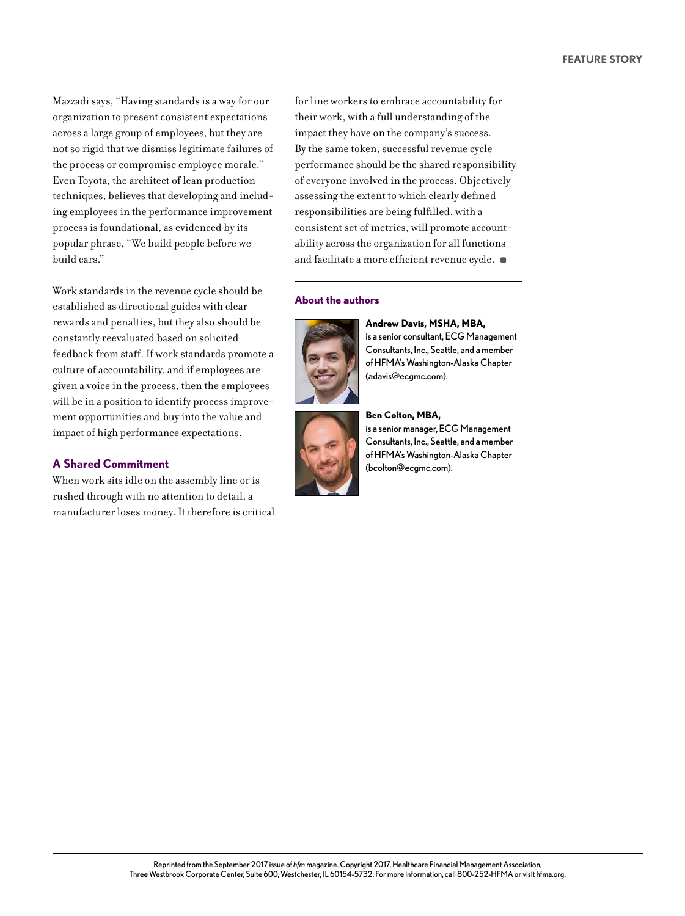Mazzadi says, "Having standards is a way for our organization to present consistent expectations across a large group of employees, but they are not so rigid that we dismiss legitimate failures of the process or compromise employee morale." Even Toyota, the architect of lean production techniques, believes that developing and including employees in the performance improvement process is foundational, as evidenced by its popular phrase, "We build people before we build cars."

Work standards in the revenue cycle should be established as directional guides with clear rewards and penalties, but they also should be constantly reevaluated based on solicited feedback from staff. If work standards promote a culture of accountability, and if employees are given a voice in the process, then the employees will be in a position to identify process improvement opportunities and buy into the value and impact of high performance expectations.

### A Shared Commitment

When work sits idle on the assembly line or is rushed through with no attention to detail, a manufacturer loses money. It therefore is critical for line workers to embrace accountability for their work, with a full understanding of the impact they have on the company's success. By the same token, successful revenue cycle performance should be the shared responsibility of everyone involved in the process. Objectively assessing the extent to which clearly defined responsibilities are being fulfilled, with a consistent set of metrics, will promote accountability across the organization for all functions and facilitate a more efficient revenue cycle. ■

---

### About the authors

**Andrew Davis, MSHA, MBA,** is a senior consultant, ECG Management Consultants, Inc., Seattle, and a member of HFMA's Washington-Alaska Chapter (adavis@ecgmc.com).

**Ben Colton, MBA,** is a senior manager, ECG Management Consultants, Inc., Seattle, and a member of HFMA's Washington-Alaska Chapter (bcolton@ecgmc.com).

---

Reprinted from the September 2017 issue of *hfm* magazine. Copyright 2017, Healthcare Financial Management Association, Three Westbrook Corporate Center, Suite 600, Westchester, IL 60154-5732. For more information, call 800-252-HFMA or visit hfma.org.